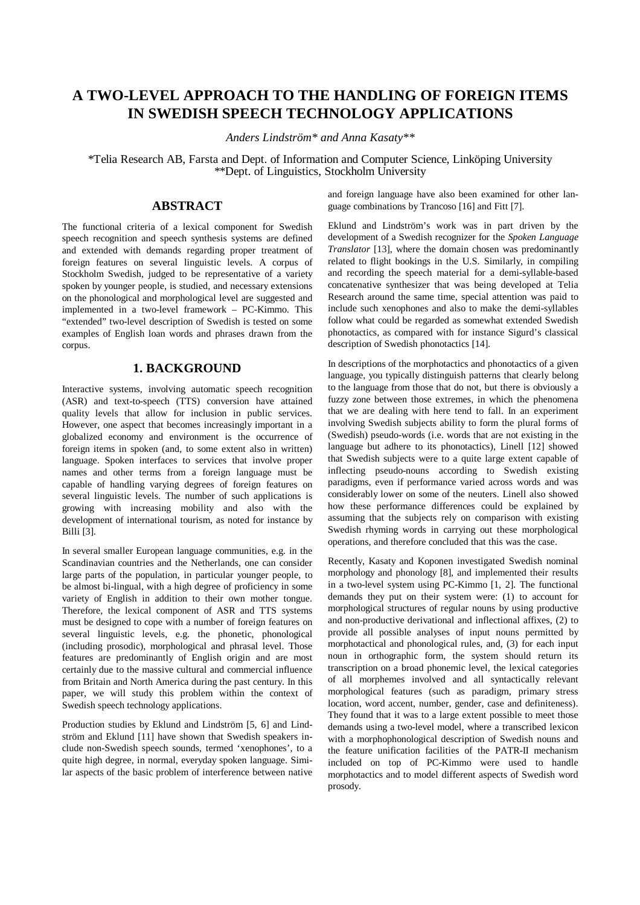# A TWO-LEVEL APPROACH TO THE HANDLING OF FOREIGN ITEMS IN SWEDISH SPEECH TECHNOLOGY APPLICATIONS

*Anders Lindström\* and Anna Kasaty\*\**

\*Telia Research AB, Farsta and Dept. of Information and Computer Science, Linköping University
\*\*Dept. of Linguistics, Stockholm University

## ABSTRACT

The functional criteria of a lexical component for Swedish speech recognition and speech synthesis systems are defined and extended with demands regarding proper treatment of foreign features on several linguistic levels. A corpus of Stockholm Swedish, judged to be representative of a variety spoken by younger people, is studied, and necessary extensions on the phonological and morphological level are suggested and implemented in a two-level framework – PC-Kimmo. This "extended" two-level description of Swedish is tested on some examples of English loan words and phrases drawn from the corpus.

## 1. BACKGROUND

Interactive systems, involving automatic speech recognition (ASR) and text-to-speech (TTS) conversion have attained quality levels that allow for inclusion in public services. However, one aspect that becomes increasingly important in a globalized economy and environment is the occurrence of foreign items in spoken (and, to some extent also in written) language. Spoken interfaces to services that involve proper names and other terms from a foreign language must be capable of handling varying degrees of foreign features on several linguistic levels. The number of such applications is growing with increasing mobility and also with the development of international tourism, as noted for instance by Billi [3].

In several smaller European language communities, e.g. in the Scandinavian countries and the Netherlands, one can consider large parts of the population, in particular younger people, to be almost bi-lingual, with a high degree of proficiency in some variety of English in addition to their own mother tongue. Therefore, the lexical component of ASR and TTS systems must be designed to cope with a number of foreign features on several linguistic levels, e.g. the phonetic, phonological (including prosodic), morphological and phrasal level. Those features are predominantly of English origin and are most certainly due to the massive cultural and commercial influence from Britain and North America during the past century. In this paper, we will study this problem within the context of Swedish speech technology applications.

Production studies by Eklund and Lindström [5, 6] and Lindström and Eklund [11] have shown that Swedish speakers include non-Swedish speech sounds, termed 'xenophones', to a quite high degree, in normal, everyday spoken language. Similar aspects of the basic problem of interference between native and foreign language have also been examined for other language combinations by Trancoso [16] and Fitt [7].

Eklund and Lindström's work was in part driven by the development of a Swedish recognizer for the *Spoken Language Translator* [13], where the domain chosen was predominantly related to flight bookings in the U.S. Similarly, in compiling and recording the speech material for a demi-syllable-based concatenative synthesizer that was being developed at Telia Research around the same time, special attention was paid to include such xenophones and also to make the demi-syllables follow what could be regarded as somewhat extended Swedish phonotactics, as compared with for instance Sigurd's classical description of Swedish phonotactics [14].

In descriptions of the morphotactics and phonotactics of a given language, you typically distinguish patterns that clearly belong to the language from those that do not, but there is obviously a fuzzy zone between those extremes, in which the phenomena that we are dealing with here tend to fall. In an experiment involving Swedish subjects ability to form the plural forms of (Swedish) pseudo-words (i.e. words that are not existing in the language but adhere to its phonotactics), Linell [12] showed that Swedish subjects were to a quite large extent capable of inflecting pseudo-nouns according to Swedish existing paradigms, even if performance varied across words and was considerably lower on some of the neuters. Linell also showed how these performance differences could be explained by assuming that the subjects rely on comparison with existing Swedish rhyming words in carrying out these morphological operations, and therefore concluded that this was the case.

Recently, Kasaty and Koponen investigated Swedish nominal morphology and phonology [8], and implemented their results in a two-level system using PC-Kimmo [1, 2]. The functional demands they put on their system were: (1) to account for morphological structures of regular nouns by using productive and non-productive derivational and inflectional affixes, (2) to provide all possible analyses of input nouns permitted by morphotactical and phonological rules, and, (3) for each input noun in orthographic form, the system should return its transcription on a broad phonemic level, the lexical categories of all morphemes involved and all syntactically relevant morphological features (such as paradigm, primary stress location, word accent, number, gender, case and definiteness). They found that it was to a large extent possible to meet those demands using a two-level model, where a transcribed lexicon with a morphophonological description of Swedish nouns and the feature unification facilities of the PATR-II mechanism included on top of PC-Kimmo were used to handle morphotactics and to model different aspects of Swedish word prosody.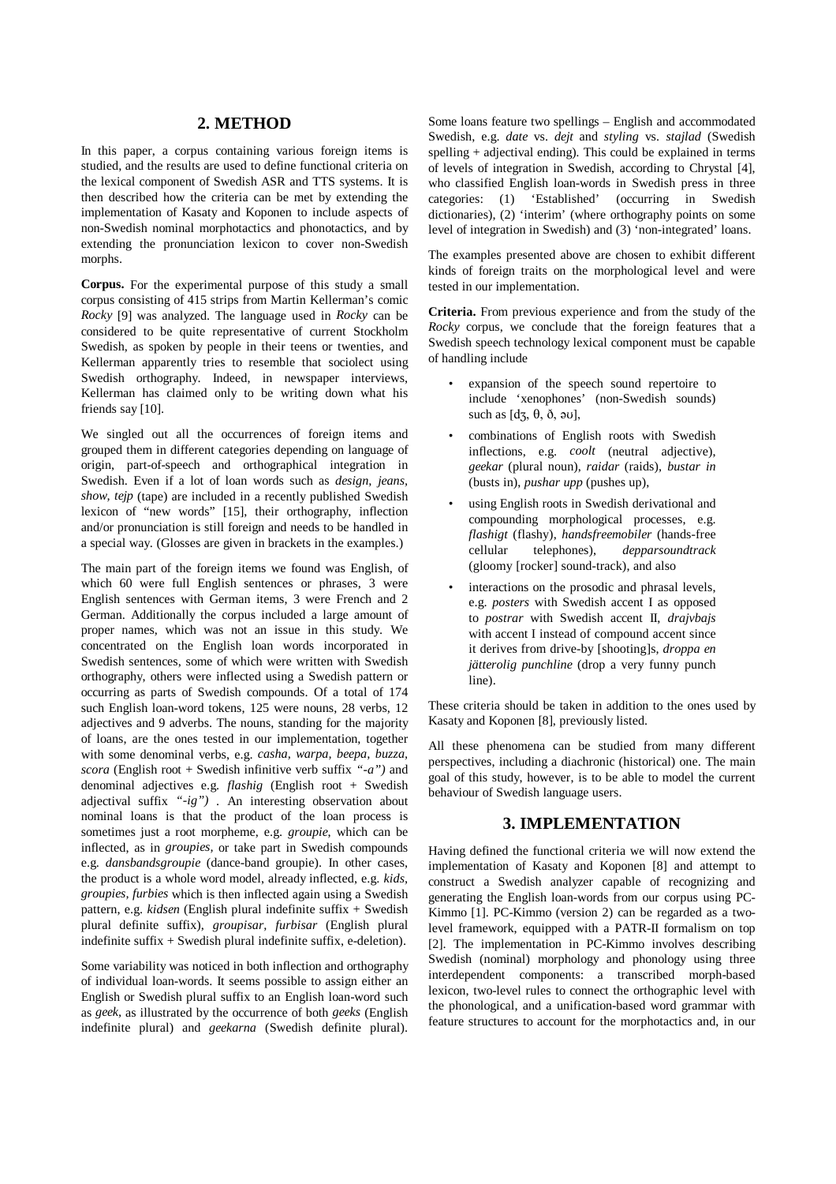## 2. METHOD

In this paper, a corpus containing various foreign items is studied, and the results are used to define functional criteria on the lexical component of Swedish ASR and TTS systems. It is then described how the criteria can be met by extending the implementation of Kasaty and Koponen to include aspects of non-Swedish nominal morphotactics and phonotactics, and by extending the pronunciation lexicon to cover non-Swedish morphs.

**Corpus.** For the experimental purpose of this study a small corpus consisting of 415 strips from Martin Kellerman's comic *Rocky* [9] was analyzed. The language used in *Rocky* can be considered to be quite representative of current Stockholm Swedish, as spoken by people in their teens or twenties, and Kellerman apparently tries to resemble that sociolect using Swedish orthography. Indeed, in newspaper interviews, Kellerman has claimed only to be writing down what his friends say [10].

We singled out all the occurrences of foreign items and grouped them in different categories depending on language of origin, part-of-speech and orthographical integration in Swedish. Even if a lot of loan words such as *design, jeans, show, tejp* (tape) are included in a recently published Swedish lexicon of "new words" [15], their orthography, inflection and/or pronunciation is still foreign and needs to be handled in a special way. (Glosses are given in brackets in the examples.)

The main part of the foreign items we found was English, of which 60 were full English sentences or phrases, 3 were English sentences with German items, 3 were French and 2 German. Additionally the corpus included a large amount of proper names, which was not an issue in this study. We concentrated on the English loan words incorporated in Swedish sentences, some of which were written with Swedish orthography, others were inflected using a Swedish pattern or occurring as parts of Swedish compounds. Of a total of 174 such English loan-word tokens, 125 were nouns, 28 verbs, 12 adjectives and 9 adverbs. The nouns, standing for the majority of loans, are the ones tested in our implementation, together with some denominal verbs, e.g. *casha, warpa, beepa, buzza, scora* (English root + Swedish infinitive verb suffix *"-a")* and denominal adjectives e.g. *flashig* (English root + Swedish adjectival suffix *"-ig")* . An interesting observation about nominal loans is that the product of the loan process is sometimes just a root morpheme, e.g. *groupie*, which can be inflected, as in *groupies,* or take part in Swedish compounds e.g. *dansbandsgroupie* (dance-band groupie). In other cases, the product is a whole word model, already inflected, e.g. *kids, groupies, furbies* which is then inflected again using a Swedish pattern, e.g. *kidsen* (English plural indefinite suffix + Swedish plural definite suffix), *groupisar, furbisar* (English plural indefinite suffix + Swedish plural indefinite suffix, e-deletion).

Some variability was noticed in both inflection and orthography of individual loan-words. It seems possible to assign either an English or Swedish plural suffix to an English loan-word such as *geek*, as illustrated by the occurrence of both *geeks* (English indefinite plural) and *geekarna* (Swedish definite plural). Some loans feature two spellings – English and accommodated Swedish, e.g. *date* vs. *dejt* and *styling* vs. *stajlad* (Swedish spelling + adjectival ending). This could be explained in terms of levels of integration in Swedish, according to Chrystal [4], who classified English loan-words in Swedish press in three categories: (1) 'Established' (occurring in Swedish dictionaries), (2) 'interim' (where orthography points on some level of integration in Swedish) and (3) 'non-integrated' loans.

The examples presented above are chosen to exhibit different kinds of foreign traits on the morphological level and were tested in our implementation.

**Criteria.** From previous experience and from the study of the *Rocky* corpus, we conclude that the foreign features that a Swedish speech technology lexical component must be capable of handling include

- expansion of the speech sound repertoire to include 'xenophones' (non-Swedish sounds) such as [dʒ, θ, ð, əʊ],
- combinations of English roots with Swedish inflections, e.g. *coolt* (neutral adjective), *geekar* (plural noun), *raidar* (raids), *bustar in* (busts in), *pushar upp* (pushes up),
- using English roots in Swedish derivational and compounding morphological processes, e.g. *flashigt* (flashy), *handsfreemobiler* (hands-free cellular telephones), *depparsoundtrack* (gloomy [rocker] sound-track), and also
- interactions on the prosodic and phrasal levels, e.g. *posters* with Swedish accent I as opposed to *postrar* with Swedish accent II, *drajvbajs* with accent I instead of compound accent since it derives from drive-by [shooting]s, *droppa en jätterolig punchline* (drop a very funny punch line).

These criteria should be taken in addition to the ones used by Kasaty and Koponen [8], previously listed.

All these phenomena can be studied from many different perspectives, including a diachronic (historical) one. The main goal of this study, however, is to be able to model the current behaviour of Swedish language users.

## 3. IMPLEMENTATION

Having defined the functional criteria we will now extend the implementation of Kasaty and Koponen [8] and attempt to construct a Swedish analyzer capable of recognizing and generating the English loan-words from our corpus using PC-Kimmo [1]. PC-Kimmo (version 2) can be regarded as a two-level framework, equipped with a PATR-II formalism on top [2]. The implementation in PC-Kimmo involves describing Swedish (nominal) morphology and phonology using three interdependent components: a transcribed morph-based lexicon, two-level rules to connect the orthographic level with the phonological, and a unification-based word grammar with feature structures to account for the morphotactics and, in our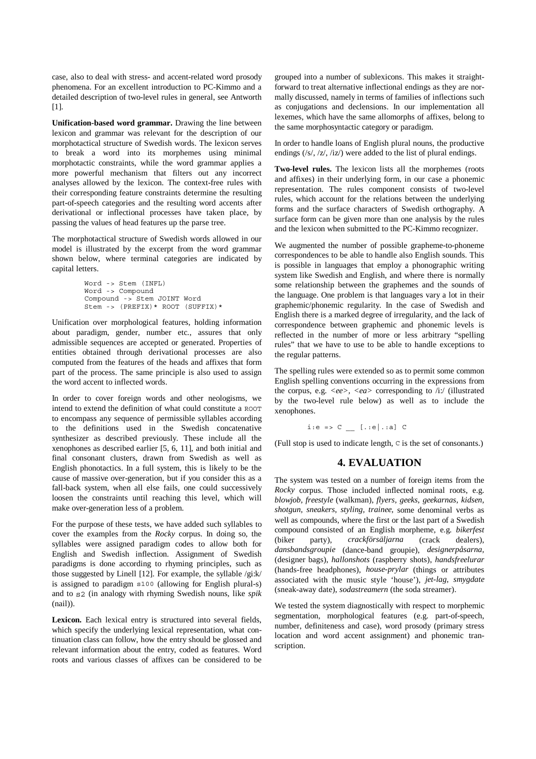case, also to deal with stress- and accent-related word prosody phenomena. For an excellent introduction to PC-Kimmo and a detailed description of two-level rules in general, see Antworth [1].

**Unification-based word grammar.** Drawing the line between lexicon and grammar was relevant for the description of our morphotactical structure of Swedish words. The lexicon serves to break a word into its morphemes using minimal morphotactic constraints, while the word grammar applies a more powerful mechanism that filters out any incorrect analyses allowed by the lexicon. The context-free rules with their corresponding feature constraints determine the resulting part-of-speech categories and the resulting word accents after derivational or inflectional processes have taken place, by passing the values of head features up the parse tree.

The morphotactical structure of Swedish words allowed in our model is illustrated by the excerpt from the word grammar shown below, where terminal categories are indicated by capital letters.

```
Word -> Stem (INFL)
Word -> Compound
Compound -> Stem JOINT Word
Stem -> (PREFIX)* ROOT (SUFFIX)*
```

Unification over morphological features, holding information about paradigm, gender, number etc., assures that only admissible sequences are accepted or generated. Properties of entities obtained through derivational processes are also computed from the features of the heads and affixes that form part of the process. The same principle is also used to assign the word accent to inflected words.

In order to cover foreign words and other neologisms, we intend to extend the definition of what could constitute a ROOT to encompass any sequence of permissible syllables according to the definitions used in the Swedish concatenative synthesizer as described previously. These include all the xenophones as described earlier [5, 6, 11], and both initial and final consonant clusters, drawn from Swedish as well as English phonotactics. In a full system, this is likely to be the cause of massive over-generation, but if you consider this as a fall-back system, when all else fails, one could successively loosen the constraints until reaching this level, which will make over-generation less of a problem.

For the purpose of these tests, we have added such syllables to cover the examples from the *Rocky* corpus. In doing so, the syllables were assigned paradigm codes to allow both for English and Swedish inflection. Assignment of Swedish paradigms is done according to rhyming principles, such as those suggested by Linell [12]. For example, the syllable /gi:k/ is assigned to paradigm s100 (allowing for English plural-s) and to s2 (in analogy with rhyming Swedish nouns, like *spik* (nail)).

**Lexicon.** Each lexical entry is structured into several fields, which specify the underlying lexical representation, what continuation class can follow, how the entry should be glossed and relevant information about the entry, coded as features. Word roots and various classes of affixes can be considered to be grouped into a number of sublexicons. This makes it straightforward to treat alternative inflectional endings as they are normally discussed, namely in terms of families of inflections such as conjugations and declensions. In our implementation all lexemes, which have the same allomorphs of affixes, belong to the same morphosyntactic category or paradigm.

In order to handle loans of English plural nouns, the productive endings (/s/, /z/, /iz/) were added to the list of plural endings.

**Two-level rules.** The lexicon lists all the morphemes (roots and affixes) in their underlying form, in our case a phonemic representation. The rules component consists of two-level rules, which account for the relations between the underlying forms and the surface characters of Swedish orthography. A surface form can be given more than one analysis by the rules and the lexicon when submitted to the PC-Kimmo recognizer.

We augmented the number of possible grapheme-to-phoneme correspondences to be able to handle also English sounds. This is possible in languages that employ a phonographic writing system like Swedish and English, and where there is normally some relationship between the graphemes and the sounds of the language. One problem is that languages vary a lot in their graphemic/phonemic regularity. In the case of Swedish and English there is a marked degree of irregularity, and the lack of correspondence between graphemic and phonemic levels is reflected in the number of more or less arbitrary "spelling rules" that we have to use to be able to handle exceptions to the regular patterns.

The spelling rules were extended so as to permit some common English spelling conventions occurring in the expressions from the corpus, e.g. *<ee>*, *<ea>* corresponding to /i:/ (illustrated by the two-level rule below) as well as to include the xenophones.

```
i:e => C __ [.:e|.:a] C
```

(Full stop is used to indicate length, C is the set of consonants.)

## 4. EVALUATION

The system was tested on a number of foreign items from the *Rocky* corpus. Those included inflected nominal roots, e.g. *blowjob*, *freestyle* (walkman), *flyers*, *geeks*, *geekarnas*, *kidsen*, *shotgun*, *sneakers*, *styling*, *trainee*, some denominal verbs as well as compounds, where the first or the last part of a Swedish compound consisted of an English morpheme, e.g. *bikerfest* (biker party), *crackförsäljarna* (crack dealers), *dansbandsgroupie* (dance-band groupie), *designerpåsarna*, (designer bags), *hallonshots* (raspberry shots), *handsfreelurar* (hands-free headphones), *house-prylar* (things or attributes associated with the music style 'house'), *jet-lag*, *smygdate* (sneak-away date), *sodastreamern* (the soda streamer).

We tested the system diagnostically with respect to morphemic segmentation, morphological features (e.g. part-of-speech, number, definiteness and case), word prosody (primary stress location and word accent assignment) and phonemic transcription.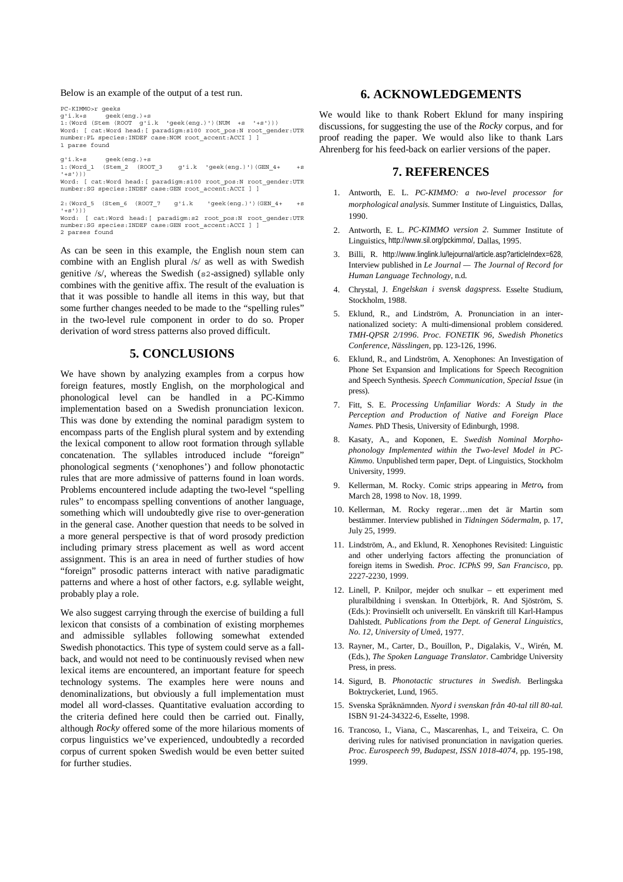Below is an example of the output of a test run.

```
PC-KIMMO>r geeks
g'i.k+s     geek(eng.)+s
1:(Word (Stem (ROOT  g'i.k  'geek(eng.)')(NUM  +s  '+s')))
Word: [ cat:Word head:[ paradigm:s100 root_pos:N root_gender:UTR
number:PL species:INDEF case:NOM root_accent:ACCI ] ]
1 parse found

g'i.k+s     geek(eng.)+s
1:(Word_1  (Stem_2  (ROOT_3    g'i.k  'geek(eng.)')(GEN_4+    +s
'+s')))
Word: [ cat:Word head:[ paradigm:s100 root_pos:N root_gender:UTR
number:SG species:INDEF case:GEN root_accent:ACCI ] ]

2:(Word_5  (Stem_6  (ROOT_7    g'i.k    'geek(eng.)')(GEN_4+    +s
'+s')))
Word:  [  cat:Word head:[  paradigm:s2 root_pos:N root_gender:UTR
number:SG species:INDEF case:GEN root_accent:ACCI ] ]
2 parses found
```

As can be seen in this example, the English noun stem can combine with an English plural /s/ as well as with Swedish genitive /s/, whereas the Swedish (s2-assigned) syllable only combines with the genitive affix. The result of the evaluation is that it was possible to handle all items in this way, but that some further changes needed to be made to the "spelling rules" in the two-level rule component in order to do so. Proper derivation of word stress patterns also proved difficult.

## 5. CONCLUSIONS

We have shown by analyzing examples from a corpus how foreign features, mostly English, on the morphological and phonological level can be handled in a PC-Kimmo implementation based on a Swedish pronunciation lexicon. This was done by extending the nominal paradigm system to encompass parts of the English plural system and by extending the lexical component to allow root formation through syllable concatenation. The syllables introduced include "foreign" phonological segments ('xenophones') and follow phonotactic rules that are more admissive of patterns found in loan words. Problems encountered include adapting the two-level "spelling rules" to encompass spelling conventions of another language, something which will undoubtedly give rise to over-generation in the general case. Another question that needs to be solved in a more general perspective is that of word prosody prediction including primary stress placement as well as word accent assignment. This is an area in need of further studies of how "foreign" prosodic patterns interact with native paradigmatic patterns and where a host of other factors, e.g. syllable weight, probably play a role.

We also suggest carrying through the exercise of building a full lexicon that consists of a combination of existing morphemes and admissible syllables following somewhat extended Swedish phonotactics. This type of system could serve as a fall-back, and would not need to be continuously revised when new lexical items are encountered, an important feature for speech technology systems. The examples here were nouns and denominalizations, but obviously a full implementation must model all word-classes. Quantitative evaluation according to the criteria defined here could then be carried out. Finally, although *Rocky* offered some of the more hilarious moments of corpus linguistics we've experienced, undoubtedly a recorded corpus of current spoken Swedish would be even better suited for further studies.

## 6. ACKNOWLEDGEMENTS

We would like to thank Robert Eklund for many inspiring discussions, for suggesting the use of the *Rocky* corpus, and for proof reading the paper. We would also like to thank Lars Ahrenberg for his feed-back on earlier versions of the paper.

## 7. REFERENCES

1. Antworth, E. L. *PC-KIMMO: a two-level processor for morphological analysis.* Summer Institute of Linguistics, Dallas, 1990.
2. Antworth, E. L. *PC-KIMMO version 2.* Summer Institute of Linguistics, http://www.sil.org/pckimmo/, Dallas, 1995.
3. Billi, R. http://www.linglink.lu/lejournal/article.asp?articleIndex=628, Interview published in *Le Journal — The Journal of Record for Human Language Technology*, n.d.
4. Chrystal, J. *Engelskan i svensk dagspress.* Esselte Studium, Stockholm, 1988.
5. Eklund, R., and Lindström, A. Pronunciation in an internationalized society: A multi-dimensional problem considered. *TMH-QPSR 2/1996. Proc. FONETIK 96, Swedish Phonetics Conference, Nässlingen,* pp. 123-126, 1996.
6. Eklund, R., and Lindström, A. Xenophones: An Investigation of Phone Set Expansion and Implications for Speech Recognition and Speech Synthesis. *Speech Communication, Special Issue* (in press).
7. Fitt, S. E. *Processing Unfamiliar Words: A Study in the Perception and Production of Native and Foreign Place Names.* PhD Thesis, University of Edinburgh, 1998.
8. Kasaty, A., and Koponen, E. *Swedish Nominal Morphophonology Implemented within the Two-level Model in PC-Kimmo.* Unpublished term paper, Dept. of Linguistics, Stockholm University, 1999.
9. Kellerman, M. Rocky. Comic strips appearing in *Metro***,** from March 28, 1998 to Nov. 18, 1999.
10. Kellerman, M. Rocky regerar…men det är Martin som bestämmer. Interview published in *Tidningen Södermalm*, p. 17, July 25, 1999.
11. Lindström, A., and Eklund, R. Xenophones Revisited: Linguistic and other underlying factors affecting the pronunciation of foreign items in Swedish. *Proc. ICPhS 99, San Francisco,* pp. 2227-2230, 1999.
12. Linell, P. Knilpor, mejder och snulkar – ett experiment med pluralbildning i svenskan. In Otterbjörk, R. And Sjöström, S. (Eds.): Provinsiellt och universellt. En vänskrift till Karl-Hampus Dahlstedt. *Publications from the Dept. of General Linguistics, No. 12, University of Umeå,* 1977.
13. Rayner, M., Carter, D., Bouillon, P., Digalakis, V., Wirén, M. (Eds.), *The Spoken Language Translator*. Cambridge University Press, in press.
14. Sigurd, B. *Phonotactic structures in Swedish.* Berlingska Boktryckeriet, Lund, 1965.
15. Svenska Språknämnden. *Nyord i svenskan från 40-tal till 80-tal.* ISBN 91-24-34322-6, Esselte, 1998.
16. Trancoso, I., Viana, C., Mascarenhas, I., and Teixeira, C. On deriving rules for nativised pronunciation in navigation queries. *Proc. Eurospeech 99, Budapest, ISSN 1018-4074,* pp. 195-198, 1999.